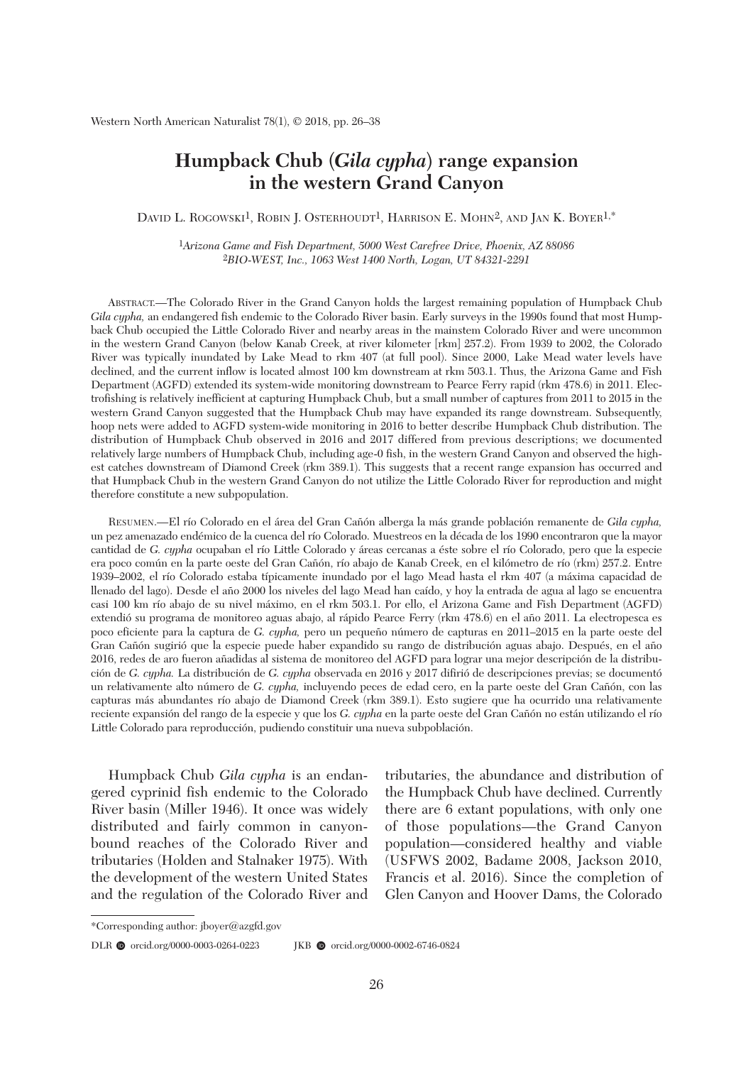# Humpback Chub (*Gila cypha*) range expansion in the western Grand Canyon

David L. Rogowski[1], Robin J. Osterhoudt[1], Harrison E. Mohn[2], and Jan K. Boyer[1,*]

[1]*Arizona Game and Fish Department, 5000 West Carefree Drive, Phoenix, AZ 88086*
[2]*BIO-WEST, Inc., 1063 West 1400 North, Logan, UT 84321-2291*

Abstract.—The Colorado River in the Grand Canyon holds the largest remaining population of Humpback Chub *Gila cypha,* an endangered fish endemic to the Colorado River basin. Early surveys in the 1990s found that most Humpback Chub occupied the Little Colorado River and nearby areas in the mainstem Colorado River and were uncommon in the western Grand Canyon (below Kanab Creek, at river kilometer [rkm] 257.2). From 1939 to 2002, the Colorado River was typically inundated by Lake Mead to rkm 407 (at full pool). Since 2000, Lake Mead water levels have declined, and the current inflow is located almost 100 km downstream at rkm 503.1. Thus, the Arizona Game and Fish Department (AGFD) extended its system-wide monitoring downstream to Pearce Ferry rapid (rkm 478.6) in 2011. Electrofishing is relatively inefficient at capturing Humpback Chub, but a small number of captures from 2011 to 2015 in the western Grand Canyon suggested that the Humpback Chub may have expanded its range downstream. Subsequently, hoop nets were added to AGFD system-wide monitoring in 2016 to better describe Humpback Chub distribution. The distribution of Humpback Chub observed in 2016 and 2017 differed from previous descriptions; we documented relatively large numbers of Humpback Chub, including age-0 fish, in the western Grand Canyon and observed the highest catches downstream of Diamond Creek (rkm 389.1). This suggests that a recent range expansion has occurred and that Humpback Chub in the western Grand Canyon do not utilize the Little Colorado River for reproduction and might therefore constitute a new subpopulation.

Resumen.—El río Colorado en el área del Gran Cañón alberga la más grande población remanente de *Gila cypha,* un pez amenazado endémico de la cuenca del río Colorado. Muestreos en la década de los 1990 encontraron que la mayor cantidad de *G. cypha* ocupaban el río Little Colorado y áreas cercanas a éste sobre el río Colorado, pero que la especie era poco común en la parte oeste del Gran Cañón, río abajo de Kanab Creek, en el kilómetro de río (rkm) 257.2. Entre 1939–2002, el río Colorado estaba típicamente inundado por el lago Mead hasta el rkm 407 (a máxima capacidad de llenado del lago). Desde el año 2000 los niveles del lago Mead han caído, y hoy la entrada de agua al lago se encuentra casi 100 km río abajo de su nivel máximo, en el rkm 503.1. Por ello, el Arizona Game and Fish Department (AGFD) extendió su programa de monitoreo aguas abajo, al rápido Pearce Ferry (rkm 478.6) en el año 2011. La electropesca es poco eficiente para la captura de *G. cypha,* pero un pequeño número de capturas en 2011–2015 en la parte oeste del Gran Cañón sugirió que la especie puede haber expandido su rango de distribución aguas abajo. Después, en el año 2016, redes de aro fueron añadidas al sistema de monitoreo del AGFD para lograr una mejor descripción de la distribución de *G. cypha.* La distribución de *G. cypha* observada en 2016 y 2017 difirió de descripciones previas; se documentó un relativamente alto número de *G. cypha,* incluyendo peces de edad cero, en la parte oeste del Gran Cañón, con las capturas más abundantes río abajo de Diamond Creek (rkm 389.1). Esto sugiere que ha ocurrido una relativamente reciente expansión del rango de la especie y que los *G. cypha* en la parte oeste del Gran Cañón no están utilizando el río Little Colorado para reproducción, pudiendo constituir una nueva subpoblación.

Humpback Chub *Gila cypha* is an endangered cyprinid fish endemic to the Colorado River basin (Miller 1946). It once was widely distributed and fairly common in canyon-bound reaches of the Colorado River and tributaries (Holden and Stalnaker 1975). With the development of the western United States and the regulation of the Colorado River and tributaries, the abundance and distribution of the Humpback Chub have declined. Currently there are 6 extant populations, with only one of those populations—the Grand Canyon population—considered healthy and viable (USFWS 2002, Badame 2008, Jackson 2010, Francis et al. 2016). Since the completion of Glen Canyon and Hoover Dams, the Colorado

*Corresponding author: jboyer@azgfd.gov

DLR orcid.org/0000-0003-0264-0223 JKB orcid.org/0000-0002-6746-0824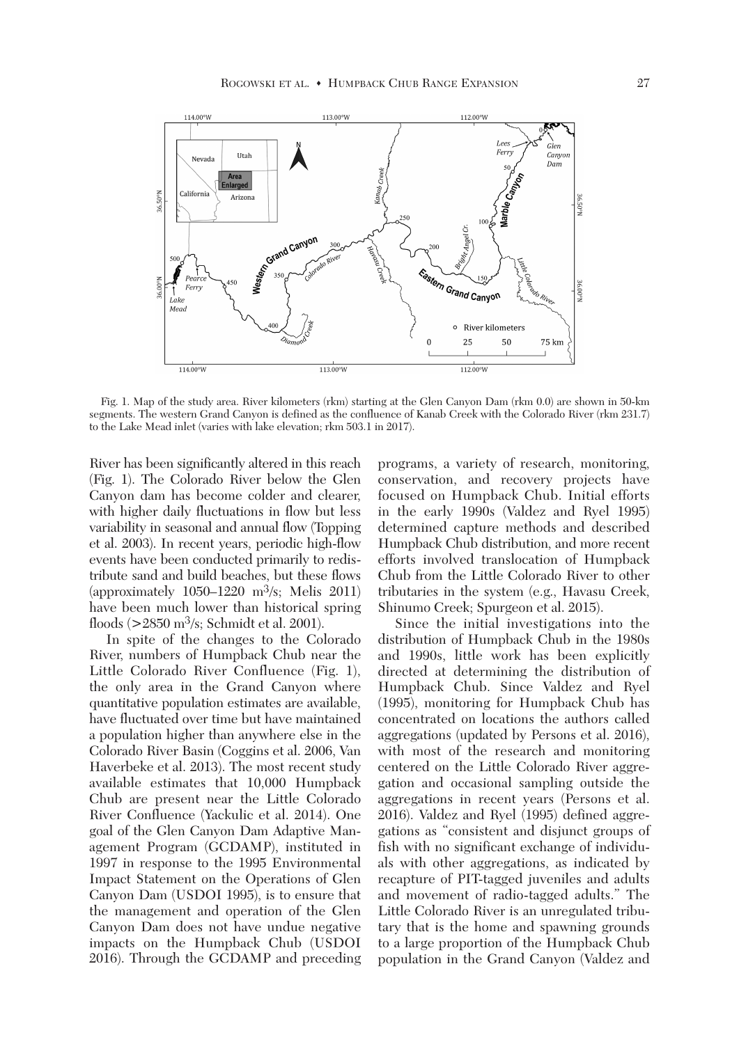Fig. 1. Map of the study area. River kilometers (rkm) starting at the Glen Canyon Dam (rkm 0.0) are shown in 50-km segments. The western Grand Canyon is defined as the confluence of Kanab Creek with the Colorado River (rkm 231.7) to the Lake Mead inlet (varies with lake elevation; rkm 503.1 in 2017).

River has been significantly altered in this reach (Fig. 1). The Colorado River below the Glen Canyon dam has become colder and clearer, with higher daily fluctuations in flow but less variability in seasonal and annual flow (Topping et al. 2003). In recent years, periodic high-flow events have been conducted primarily to redistribute sand and build beaches, but these flows (approximately 1050–1220 $m^3/s$; Melis 2011) have been much lower than historical spring floods (>2850 $m^3/s$; Schmidt et al. 2001).

In spite of the changes to the Colorado River, numbers of Humpback Chub near the Little Colorado River Confluence (Fig. 1), the only area in the Grand Canyon where quantitative population estimates are available, have fluctuated over time but have maintained a population higher than anywhere else in the Colorado River Basin (Coggins et al. 2006, Van Haverbeke et al. 2013). The most recent study available estimates that 10,000 Humpback Chub are present near the Little Colorado River Confluence (Yackulic et al. 2014). One goal of the Glen Canyon Dam Adaptive Management Program (GCDAMP), instituted in 1997 in response to the 1995 Environmental Impact Statement on the Operations of Glen Canyon Dam (USDOI 1995), is to ensure that the management and operation of the Glen Canyon Dam does not have undue negative impacts on the Humpback Chub (USDOI 2016). Through the GCDAMP and preceding programs, a variety of research, monitoring, conservation, and recovery projects have focused on Humpback Chub. Initial efforts in the early 1990s (Valdez and Ryel 1995) determined capture methods and described Humpback Chub distribution, and more recent efforts involved translocation of Humpback Chub from the Little Colorado River to other tributaries in the system (e.g., Havasu Creek, Shinumo Creek; Spurgeon et al. 2015).

Since the initial investigations into the distribution of Humpback Chub in the 1980s and 1990s, little work has been explicitly directed at determining the distribution of Humpback Chub. Since Valdez and Ryel (1995), monitoring for Humpback Chub has concentrated on locations the authors called aggregations (updated by Persons et al. 2016), with most of the research and monitoring centered on the Little Colorado River aggregation and occasional sampling outside the aggregations in recent years (Persons et al. 2016). Valdez and Ryel (1995) defined aggregations as "consistent and disjunct groups of fish with no significant exchange of individuals with other aggregations, as indicated by recapture of PIT-tagged juveniles and adults and movement of radio-tagged adults." The Little Colorado River is an unregulated tributary that is the home and spawning grounds to a large proportion of the Humpback Chub population in the Grand Canyon (Valdez and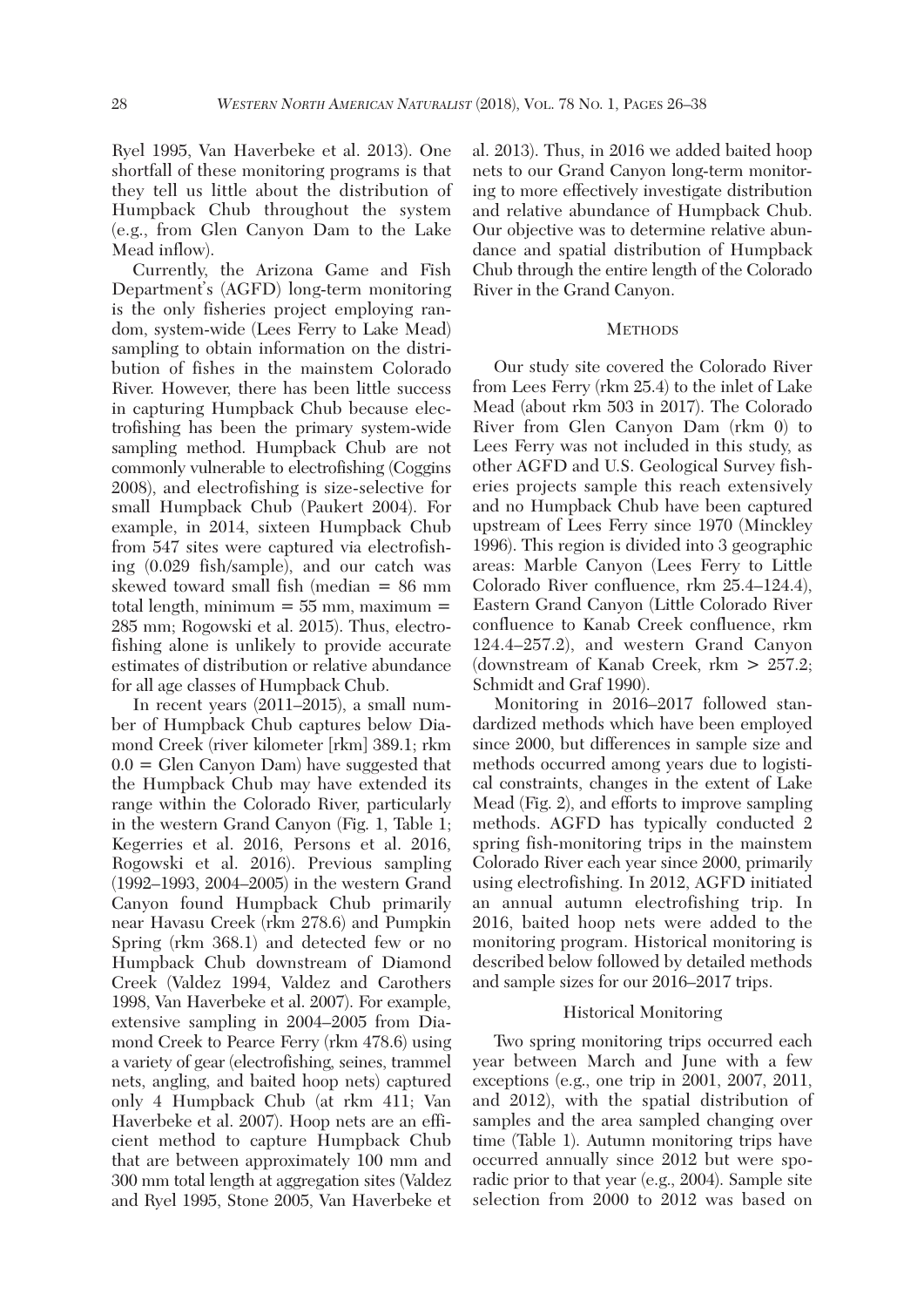Ryel 1995, Van Haverbeke et al. 2013). One shortfall of these monitoring programs is that they tell us little about the distribution of Humpback Chub throughout the system (e.g., from Glen Canyon Dam to the Lake Mead inflow).

Currently, the Arizona Game and Fish Department's (AGFD) long-term monitoring is the only fisheries project employing random, system-wide (Lees Ferry to Lake Mead) sampling to obtain information on the distribution of fishes in the mainstem Colorado River. However, there has been little success in capturing Humpback Chub because electrofishing has been the primary system-wide sampling method. Humpback Chub are not commonly vulnerable to electrofishing (Coggins 2008), and electrofishing is size-selective for small Humpback Chub (Paukert 2004). For example, in 2014, sixteen Humpback Chub from 547 sites were captured via electrofishing (0.029 fish/sample), and our catch was skewed toward small fish (median = 86 mm total length, minimum = 55 mm, maximum = 285 mm; Rogowski et al. 2015). Thus, electrofishing alone is unlikely to provide accurate estimates of distribution or relative abundance for all age classes of Humpback Chub.

In recent years (2011–2015), a small number of Humpback Chub captures below Diamond Creek (river kilometer [rkm] 389.1; rkm 0.0 = Glen Canyon Dam) have suggested that the Humpback Chub may have extended its range within the Colorado River, particularly in the western Grand Canyon (Fig. 1, Table 1; Kegerries et al. 2016, Persons et al. 2016, Rogowski et al. 2016). Previous sampling (1992–1993, 2004–2005) in the western Grand Canyon found Humpback Chub primarily near Havasu Creek (rkm 278.6) and Pumpkin Spring (rkm 368.1) and detected few or no Humpback Chub downstream of Diamond Creek (Valdez 1994, Valdez and Carothers 1998, Van Haverbeke et al. 2007). For example, extensive sampling in 2004–2005 from Diamond Creek to Pearce Ferry (rkm 478.6) using a variety of gear (electrofishing, seines, trammel nets, angling, and baited hoop nets) captured only 4 Humpback Chub (at rkm 411; Van Haverbeke et al. 2007). Hoop nets are an efficient method to capture Humpback Chub that are between approximately 100 mm and 300 mm total length at aggregation sites (Valdez and Ryel 1995, Stone 2005, Van Haverbeke et al. 2013). Thus, in 2016 we added baited hoop nets to our Grand Canyon long-term monitoring to more effectively investigate distribution and relative abundance of Humpback Chub. Our objective was to determine relative abundance and spatial distribution of Humpback Chub through the entire length of the Colorado River in the Grand Canyon.

## Methods

Our study site covered the Colorado River from Lees Ferry (rkm 25.4) to the inlet of Lake Mead (about rkm 503 in 2017). The Colorado River from Glen Canyon Dam (rkm 0) to Lees Ferry was not included in this study, as other AGFD and U.S. Geological Survey fisheries projects sample this reach extensively and no Humpback Chub have been captured upstream of Lees Ferry since 1970 (Minckley 1996). This region is divided into 3 geographic areas: Marble Canyon (Lees Ferry to Little Colorado River confluence, rkm 25.4–124.4), Eastern Grand Canyon (Little Colorado River confluence to Kanab Creek confluence, rkm 124.4–257.2), and western Grand Canyon (downstream of Kanab Creek, rkm > 257.2; Schmidt and Graf 1990).

Monitoring in 2016–2017 followed standardized methods which have been employed since 2000, but differences in sample size and methods occurred among years due to logistical constraints, changes in the extent of Lake Mead (Fig. 2), and efforts to improve sampling methods. AGFD has typically conducted 2 spring fish-monitoring trips in the mainstem Colorado River each year since 2000, primarily using electrofishing. In 2012, AGFD initiated an annual autumn electrofishing trip. In 2016, baited hoop nets were added to the monitoring program. Historical monitoring is described below followed by detailed methods and sample sizes for our 2016–2017 trips.

### Historical Monitoring

Two spring monitoring trips occurred each year between March and June with a few exceptions (e.g., one trip in 2001, 2007, 2011, and 2012), with the spatial distribution of samples and the area sampled changing over time (Table 1). Autumn monitoring trips have occurred annually since 2012 but were sporadic prior to that year (e.g., 2004). Sample site selection from 2000 to 2012 was based on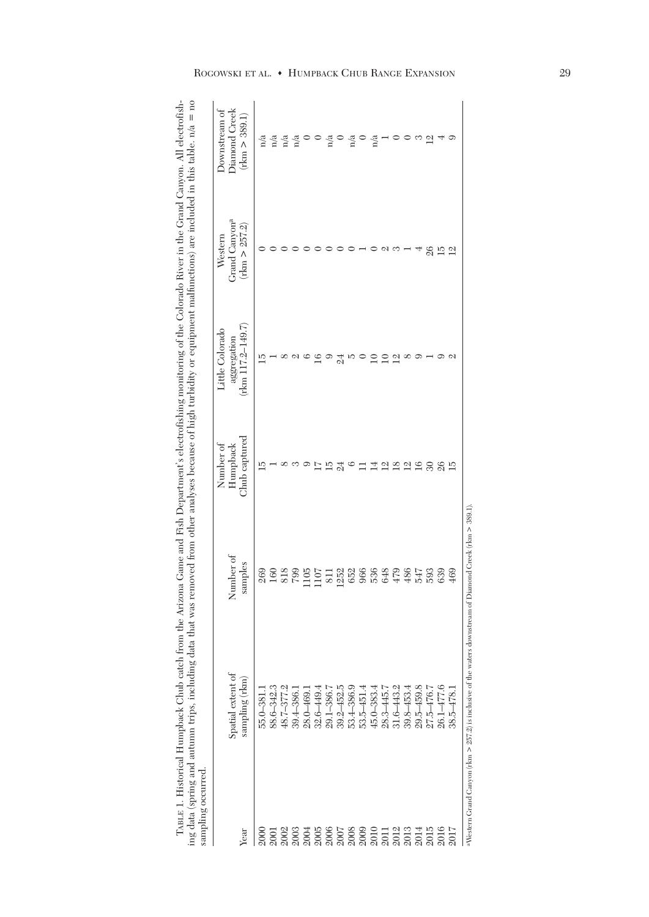TABLE 1. Historical Humpback Chub catch from the Arizona Game and Fish Department's electrofishing monitoring of the Colorado River in the Grand Canyon. All electrofishing data (spring and autumn trips, including data that was removed from other analyses because of high turbidity or equipment malfunctions) are included in this table. n/a = no sampling occurred.

| Year | Spatial extent of sampling (rkm) | Number of samples | Number of Humpback Chub captured | Little Colorado aggregation (rkm 117.2–149.7) | Western Grand Canyon[a] (rkm > 257.2) | Downstream of Diamond Creek (rkm > 389.1) |
|---|---|---|---|---|---|---|
| 2000 | 55.0–381.1 | 269 | 15 | 15 | 0 | n/a |
| 2001 | 88.6–342.3 | 160 | 1 | 1 | 0 | n/a |
| 2002 | 48.7–377.2 | 818 | 8 | 8 | 0 | n/a |
| 2003 | 39.4–386.1 | 799 | 3 | 2 | 0 | n/a |
| 2004 | 28.0–469.1 | 1105 | 9 | 6 | 0 | 0 |
| 2005 | 32.6–449.4 | 1107 | 17 | 16 | 0 | 0 |
| 2006 | 29.1–386.7 | 811 | 15 | 9 | 0 | n/a |
| 2007 | 39.2–452.5 | 1252 | 24 | 24 | 0 | 0 |
| 2008 | 53.4–386.9 | 652 | 6 | 5 | 0 | n/a |
| 2009 | 53.5–451.4 | 966 | 11 | 0 | 1 | 0 |
| 2010 | 45.0–383.4 | 536 | 14 | 10 | 0 | n/a |
| 2011 | 28.3–445.7 | 648 | 12 | 10 | 2 | 1 |
| 2012 | 31.6–443.2 | 479 | 18 | 12 | 3 | 0 |
| 2013 | 39.8–453.4 | 486 | 12 | 8 | 1 | 0 |
| 2014 | 29.5–459.8 | 547 | 16 | 9 | 4 | 3 |
| 2015 | 27.5–476.7 | 593 | 30 | 1 | 26 | 12 |
| 2016 | 26.1–477.6 | 639 | 26 | 9 | 15 | 4 |
| 2017 | 38.5–478.1 | 469 | 15 | 2 | 12 | 9 |

[a]Western Grand Canyon (rkm > 257.2) is inclusive of the waters downstream of Diamond Creek (rkm > 389.1).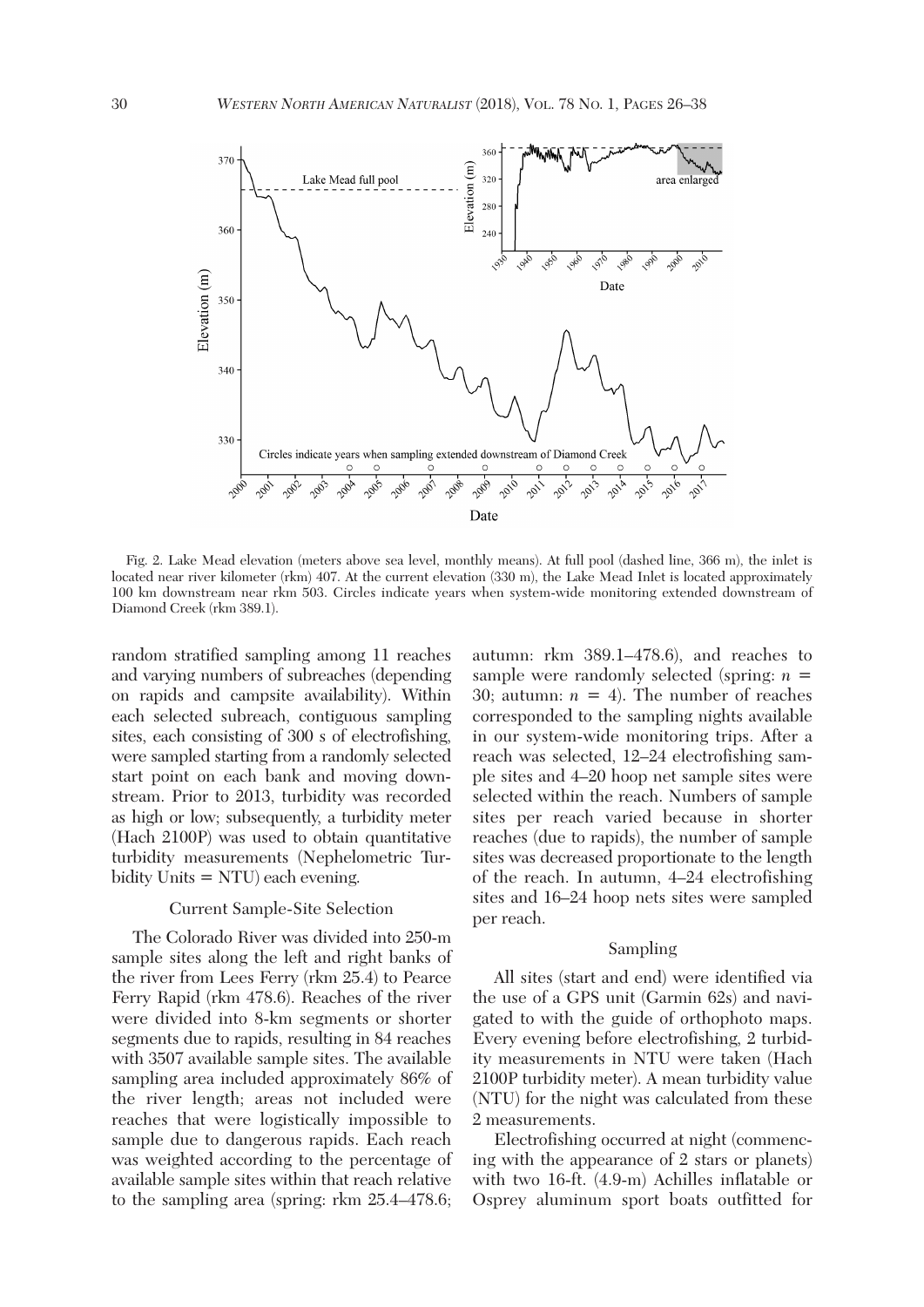Fig. 2. Lake Mead elevation (meters above sea level, monthly means). At full pool (dashed line, 366 m), the inlet is located near river kilometer (rkm) 407. At the current elevation (330 m), the Lake Mead Inlet is located approximately 100 km downstream near rkm 503. Circles indicate years when system-wide monitoring extended downstream of Diamond Creek (rkm 389.1).

random stratified sampling among 11 reaches and varying numbers of subreaches (depending on rapids and campsite availability). Within each selected subreach, contiguous sampling sites, each consisting of 300 s of electrofishing, were sampled starting from a randomly selected start point on each bank and moving downstream. Prior to 2013, turbidity was recorded as high or low; subsequently, a turbidity meter (Hach 2100P) was used to obtain quantitative turbidity measurements (Nephelometric Turbidity Units = NTU) each evening.

### Current Sample-Site Selection

The Colorado River was divided into 250-m sample sites along the left and right banks of the river from Lees Ferry (rkm 25.4) to Pearce Ferry Rapid (rkm 478.6). Reaches of the river were divided into 8-km segments or shorter segments due to rapids, resulting in 84 reaches with 3507 available sample sites. The available sampling area included approximately 86% of the river length; areas not included were reaches that were logistically impossible to sample due to dangerous rapids. Each reach was weighted according to the percentage of available sample sites within that reach relative to the sampling area (spring: rkm 25.4–478.6; autumn: rkm 389.1–478.6), and reaches to sample were randomly selected (spring: $n$ = 30; autumn: $n$ = 4). The number of reaches corresponded to the sampling nights available in our system-wide monitoring trips. After a reach was selected, 12–24 electrofishing sample sites and 4–20 hoop net sample sites were selected within the reach. Numbers of sample sites per reach varied because in shorter reaches (due to rapids), the number of sample sites was decreased proportionate to the length of the reach. In autumn, 4–24 electrofishing sites and 16–24 hoop nets sites were sampled per reach.

### Sampling

All sites (start and end) were identified via the use of a GPS unit (Garmin 62s) and navigated to with the guide of orthophoto maps. Every evening before electrofishing, 2 turbidity measurements in NTU were taken (Hach 2100P turbidity meter). A mean turbidity value (NTU) for the night was calculated from these 2 measurements.

Electrofishing occurred at night (commencing with the appearance of 2 stars or planets) with two 16-ft. (4.9-m) Achilles inflatable or Osprey aluminum sport boats outfitted for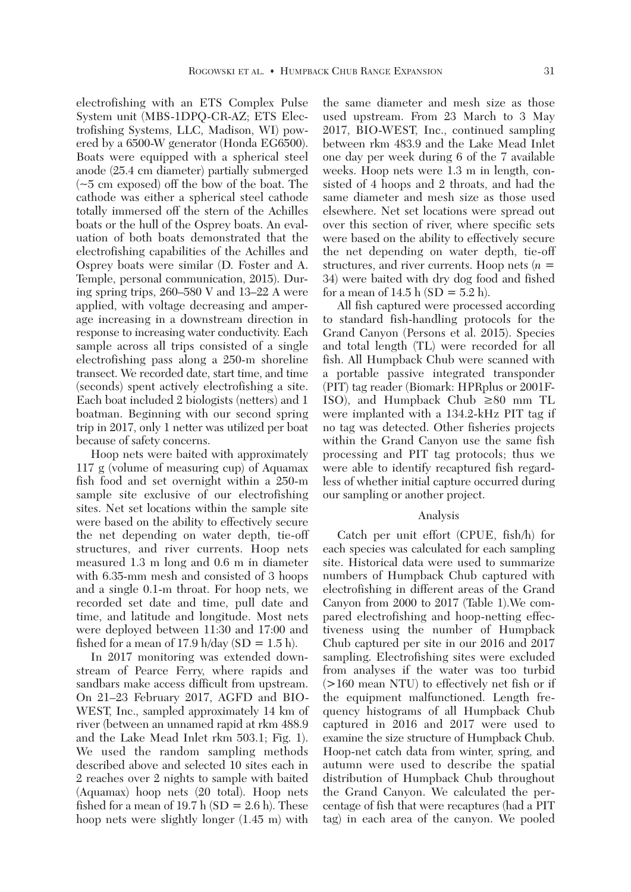electrofishing with an ETS Complex Pulse System unit (MBS-1DPQ-CR-AZ; ETS Electrofishing Systems, LLC, Madison, WI) powered by a 6500-W generator (Honda EG6500). Boats were equipped with a spherical steel anode (25.4 cm diameter) partially submerged (~5 cm exposed) off the bow of the boat. The cathode was either a spherical steel cathode totally immersed off the stern of the Achilles boats or the hull of the Osprey boats. An evaluation of both boats demonstrated that the electrofishing capabilities of the Achilles and Osprey boats were similar (D. Foster and A. Temple, personal communication, 2015). During spring trips, 260–580 V and 13–22 A were applied, with voltage decreasing and amperage increasing in a downstream direction in response to increasing water conductivity. Each sample across all trips consisted of a single electrofishing pass along a 250-m shoreline transect. We recorded date, start time, and time (seconds) spent actively electrofishing a site. Each boat included 2 biologists (netters) and 1 boatman. Beginning with our second spring trip in 2017, only 1 netter was utilized per boat because of safety concerns.

Hoop nets were baited with approximately 117 g (volume of measuring cup) of Aquamax fish food and set overnight within a 250-m sample site exclusive of our electrofishing sites. Net set locations within the sample site were based on the ability to effectively secure the net depending on water depth, tie-off structures, and river currents. Hoop nets measured 1.3 m long and 0.6 m in diameter with 6.35-mm mesh and consisted of 3 hoops and a single 0.1-m throat. For hoop nets, we recorded set date and time, pull date and time, and latitude and longitude. Most nets were deployed between 11:30 and 17:00 and fished for a mean of 17.9 h/day (SD = 1.5 h).

In 2017 monitoring was extended downstream of Pearce Ferry, where rapids and sandbars make access difficult from upstream. On 21–23 February 2017, AGFD and BIO-WEST, Inc., sampled approximately 14 km of river (between an unnamed rapid at rkm 488.9 and the Lake Mead Inlet rkm 503.1; Fig. 1). We used the random sampling methods described above and selected 10 sites each in 2 reaches over 2 nights to sample with baited (Aquamax) hoop nets (20 total). Hoop nets fished for a mean of 19.7 h (SD = 2.6 h). These hoop nets were slightly longer (1.45 m) with the same diameter and mesh size as those used upstream. From 23 March to 3 May 2017, BIO-WEST, Inc., continued sampling between rkm 483.9 and the Lake Mead Inlet one day per week during 6 of the 7 available weeks. Hoop nets were 1.3 m in length, consisted of 4 hoops and 2 throats, and had the same diameter and mesh size as those used elsewhere. Net set locations were spread out over this section of river, where specific sets were based on the ability to effectively secure the net depending on water depth, tie-off structures, and river currents. Hoop nets ($n$ = 34) were baited with dry dog food and fished for a mean of 14.5 h (SD = 5.2 h).

All fish captured were processed according to standard fish-handling protocols for the Grand Canyon (Persons et al. 2015). Species and total length (TL) were recorded for all fish. All Humpback Chub were scanned with a portable passive integrated transponder (PIT) tag reader (Biomark: HPRplus or 2001F-ISO), and Humpback Chub ≥80 mm TL were implanted with a 134.2-kHz PIT tag if no tag was detected. Other fisheries projects within the Grand Canyon use the same fish processing and PIT tag protocols; thus we were able to identify recaptured fish regardless of whether initial capture occurred during our sampling or another project.

### Analysis

Catch per unit effort (CPUE, fish/h) for each species was calculated for each sampling site. Historical data were used to summarize numbers of Humpback Chub captured with electrofishing in different areas of the Grand Canyon from 2000 to 2017 (Table 1).We compared electrofishing and hoop-netting effectiveness using the number of Humpback Chub captured per site in our 2016 and 2017 sampling. Electrofishing sites were excluded from analyses if the water was too turbid (>160 mean NTU) to effectively net fish or if the equipment malfunctioned. Length frequency histograms of all Humpback Chub captured in 2016 and 2017 were used to examine the size structure of Humpback Chub. Hoop-net catch data from winter, spring, and autumn were used to describe the spatial distribution of Humpback Chub throughout the Grand Canyon. We calculated the percentage of fish that were recaptures (had a PIT tag) in each area of the canyon. We pooled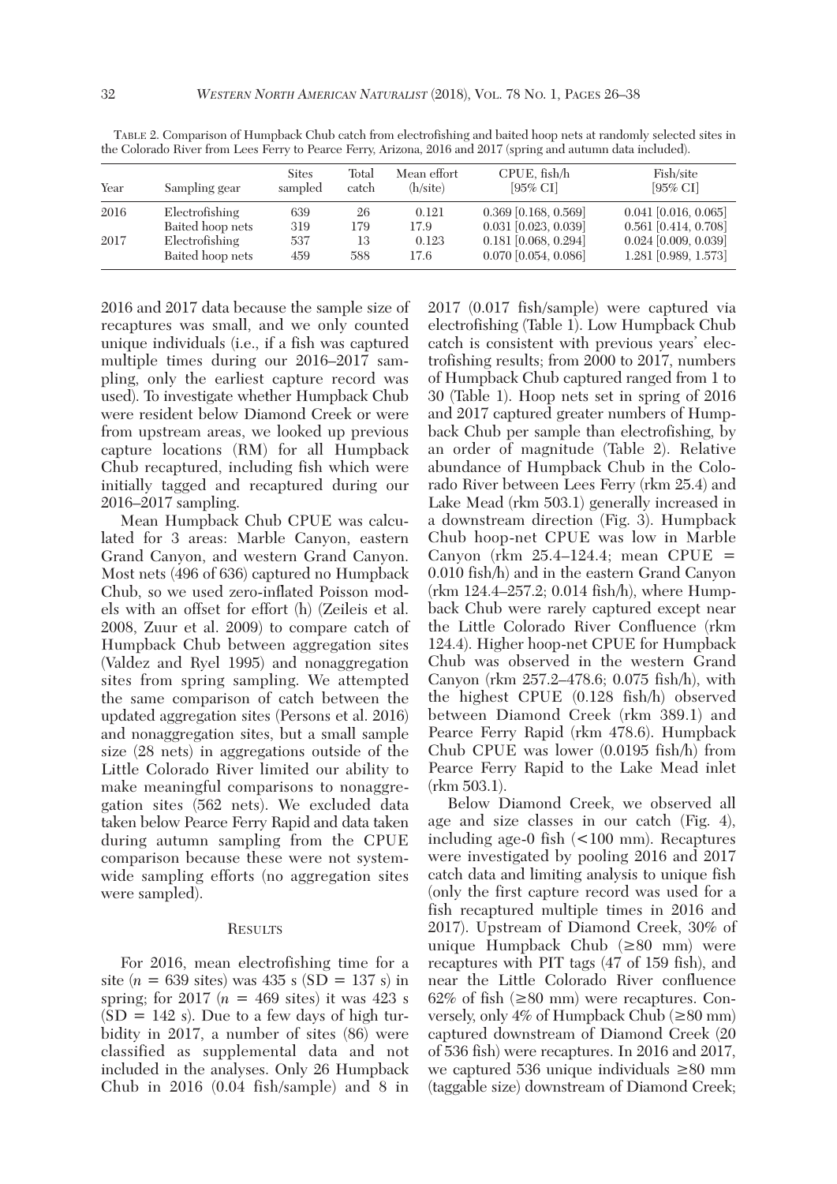TABLE 2. Comparison of Humpback Chub catch from electrofishing and baited hoop nets at randomly selected sites in the Colorado River from Lees Ferry to Pearce Ferry, Arizona, 2016 and 2017 (spring and autumn data included).

| Year | Sampling gear | Sites sampled | Total catch | Mean effort (h/site) | CPUE, fish/h [95% CI] | Fish/site [95% CI] |
|---|---|---|---|---|---|---|
| 2016 | Electrofishing | 639 | 26 | 0.121 | 0.369 [0.168, 0.569] | 0.041 [0.016, 0.065] |
| | Baited hoop nets | 319 | 179 | 17.9 | 0.031 [0.023, 0.039] | 0.561 [0.414, 0.708] |
| 2017 | Electrofishing | 537 | 13 | 0.123 | 0.181 [0.068, 0.294] | 0.024 [0.009, 0.039] |
| | Baited hoop nets | 459 | 588 | 17.6 | 0.070 [0.054, 0.086] | 1.281 [0.989, 1.573] |

2016 and 2017 data because the sample size of recaptures was small, and we only counted unique individuals (i.e., if a fish was captured multiple times during our 2016–2017 sampling, only the earliest capture record was used). To investigate whether Humpback Chub were resident below Diamond Creek or were from upstream areas, we looked up previous capture locations (RM) for all Humpback Chub recaptured, including fish which were initially tagged and recaptured during our 2016–2017 sampling.

Mean Humpback Chub CPUE was calculated for 3 areas: Marble Canyon, eastern Grand Canyon, and western Grand Canyon. Most nets (496 of 636) captured no Humpback Chub, so we used zero-inflated Poisson models with an offset for effort (h) (Zeileis et al. 2008, Zuur et al. 2009) to compare catch of Humpback Chub between aggregation sites (Valdez and Ryel 1995) and nonaggregation sites from spring sampling. We attempted the same comparison of catch between the updated aggregation sites (Persons et al. 2016) and nonaggregation sites, but a small sample size (28 nets) in aggregations outside of the Little Colorado River limited our ability to make meaningful comparisons to nonaggregation sites (562 nets). We excluded data taken below Pearce Ferry Rapid and data taken during autumn sampling from the CPUE comparison because these were not systemwide sampling efforts (no aggregation sites were sampled).

## RESULTS

For 2016, mean electrofishing time for a site ($n = 639$ sites) was 435 s (SD = 137 s) in spring; for 2017 ($n = 469$ sites) it was 423 s (SD = 142 s). Due to a few days of high turbidity in 2017, a number of sites (86) were classified as supplemental data and not included in the analyses. Only 26 Humpback Chub in 2016 (0.04 fish/sample) and 8 in 2017 (0.017 fish/sample) were captured via electrofishing (Table 1). Low Humpback Chub catch is consistent with previous years' electrofishing results; from 2000 to 2017, numbers of Humpback Chub captured ranged from 1 to 30 (Table 1). Hoop nets set in spring of 2016 and 2017 captured greater numbers of Humpback Chub per sample than electrofishing, by an order of magnitude (Table 2). Relative abundance of Humpback Chub in the Colorado River between Lees Ferry (rkm 25.4) and Lake Mead (rkm 503.1) generally increased in a downstream direction (Fig. 3). Humpback Chub hoop-net CPUE was low in Marble Canyon (rkm 25.4–124.4; mean CPUE = 0.010 fish/h) and in the eastern Grand Canyon (rkm 124.4–257.2; 0.014 fish/h), where Humpback Chub were rarely captured except near the Little Colorado River Confluence (rkm 124.4). Higher hoop-net CPUE for Humpback Chub was observed in the western Grand Canyon (rkm 257.2–478.6; 0.075 fish/h), with the highest CPUE (0.128 fish/h) observed between Diamond Creek (rkm 389.1) and Pearce Ferry Rapid (rkm 478.6). Humpback Chub CPUE was lower (0.0195 fish/h) from Pearce Ferry Rapid to the Lake Mead inlet (rkm 503.1).

Below Diamond Creek, we observed all age and size classes in our catch (Fig. 4), including age-0 fish (<100 mm). Recaptures were investigated by pooling 2016 and 2017 catch data and limiting analysis to unique fish (only the first capture record was used for a fish recaptured multiple times in 2016 and 2017). Upstream of Diamond Creek, 30% of unique Humpback Chub (≥80 mm) were recaptures with PIT tags (47 of 159 fish), and near the Little Colorado River confluence 62% of fish (≥80 mm) were recaptures. Conversely, only 4% of Humpback Chub (≥80 mm) captured downstream of Diamond Creek (20 of 536 fish) were recaptures. In 2016 and 2017, we captured 536 unique individuals ≥80 mm (taggable size) downstream of Diamond Creek;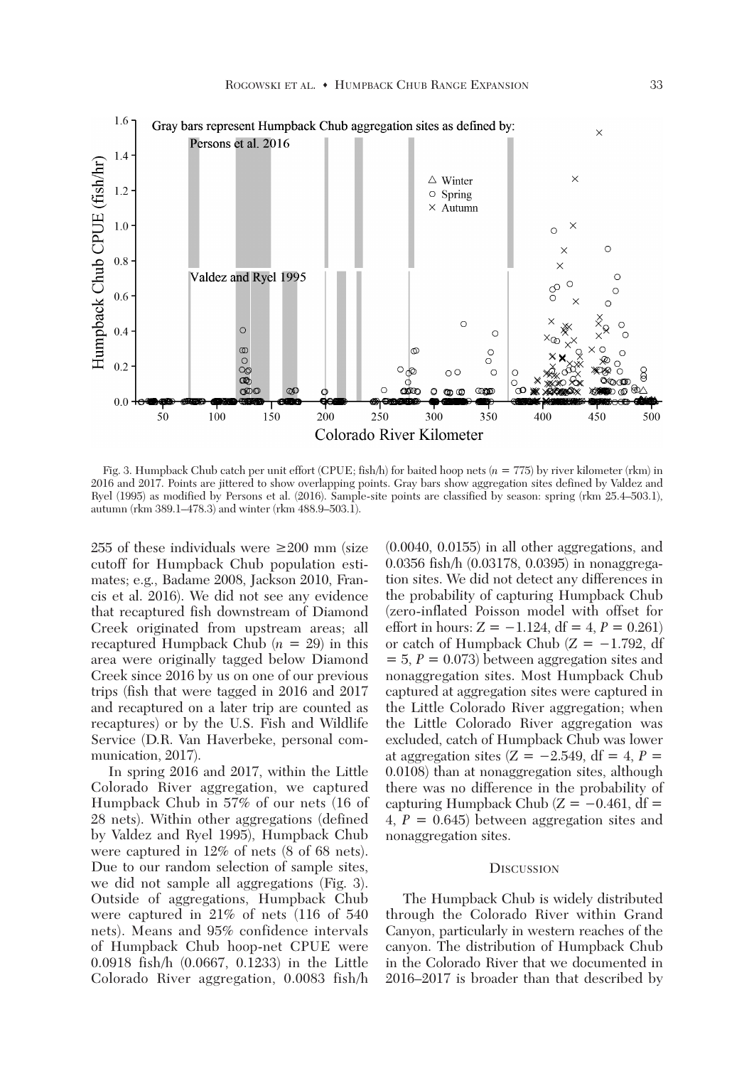Fig. 3. Humpback Chub catch per unit effort (CPUE; fish/h) for baited hoop nets ($n$ = 775) by river kilometer (rkm) in 2016 and 2017. Points are jittered to show overlapping points. Gray bars show aggregation sites defined by Valdez and Ryel (1995) as modified by Persons et al. (2016). Sample-site points are classified by season: spring (rkm 25.4–503.1), autumn (rkm 389.1–478.3) and winter (rkm 488.9–503.1).

255 of these individuals were ≥200 mm (size cutoff for Humpback Chub population estimates; e.g., Badame 2008, Jackson 2010, Francis et al. 2016). We did not see any evidence that recaptured fish downstream of Diamond Creek originated from upstream areas; all recaptured Humpback Chub ($n$ = 29) in this area were originally tagged below Diamond Creek since 2016 by us on one of our previous trips (fish that were tagged in 2016 and 2017 and recaptured on a later trip are counted as recaptures) or by the U.S. Fish and Wildlife Service (D.R. Van Haverbeke, personal communication, 2017).

In spring 2016 and 2017, within the Little Colorado River aggregation, we captured Humpback Chub in 57% of our nets (16 of 28 nets). Within other aggregations (defined by Valdez and Ryel 1995), Humpback Chub were captured in 12% of nets (8 of 68 nets). Due to our random selection of sample sites, we did not sample all aggregations (Fig. 3). Outside of aggregations, Humpback Chub were captured in 21% of nets (116 of 540 nets). Means and 95% confidence intervals of Humpback Chub hoop-net CPUE were 0.0918 fish/h (0.0667, 0.1233) in the Little Colorado River aggregation, 0.0083 fish/h (0.0040, 0.0155) in all other aggregations, and 0.0356 fish/h (0.03178, 0.0395) in nonaggregation sites. We did not detect any differences in the probability of capturing Humpback Chub (zero-inflated Poisson model with offset for effort in hours: $Z = -1.124$, df = 4, $P = 0.261$) or catch of Humpback Chub ($Z = -1.792$, df = 5, $P = 0.073$) between aggregation sites and nonaggregation sites. Most Humpback Chub captured at aggregation sites were captured in the Little Colorado River aggregation; when the Little Colorado River aggregation was excluded, catch of Humpback Chub was lower at aggregation sites ($Z = -2.549$, df = 4, $P = 0.0108$) than at nonaggregation sites, although there was no difference in the probability of capturing Humpback Chub ($Z = -0.461$, df = 4, $P = 0.645$) between aggregation sites and nonaggregation sites.

## Discussion

The Humpback Chub is widely distributed through the Colorado River within Grand Canyon, particularly in western reaches of the canyon. The distribution of Humpback Chub in the Colorado River that we documented in 2016–2017 is broader than that described by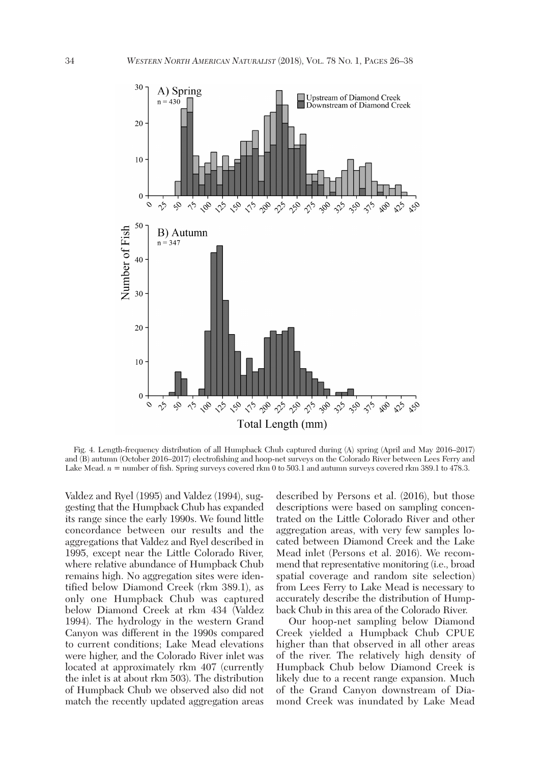Fig. 4. Length-frequency distribution of all Humpback Chub captured during (A) spring (April and May 2016–2017) and (B) autumn (October 2016–2017) electrofishing and hoop-net surveys on the Colorado River between Lees Ferry and Lake Mead. $n$ = number of fish. Spring surveys covered rkm 0 to 503.1 and autumn surveys covered rkm 389.1 to 478.3.

Valdez and Ryel (1995) and Valdez (1994), suggesting that the Humpback Chub has expanded its range since the early 1990s. We found little concordance between our results and the aggregations that Valdez and Ryel described in 1995, except near the Little Colorado River, where relative abundance of Humpback Chub remains high. No aggregation sites were identified below Diamond Creek (rkm 389.1), as only one Humpback Chub was captured below Diamond Creek at rkm 434 (Valdez 1994). The hydrology in the western Grand Canyon was different in the 1990s compared to current conditions; Lake Mead elevations were higher, and the Colorado River inlet was located at approximately rkm 407 (currently the inlet is at about rkm 503). The distribution of Humpback Chub we observed also did not match the recently updated aggregation areas described by Persons et al. (2016), but those descriptions were based on sampling concentrated on the Little Colorado River and other aggregation areas, with very few samples located between Diamond Creek and the Lake Mead inlet (Persons et al. 2016). We recommend that representative monitoring (i.e., broad spatial coverage and random site selection) from Lees Ferry to Lake Mead is necessary to accurately describe the distribution of Humpback Chub in this area of the Colorado River.

Our hoop-net sampling below Diamond Creek yielded a Humpback Chub CPUE higher than that observed in all other areas of the river. The relatively high density of Humpback Chub below Diamond Creek is likely due to a recent range expansion. Much of the Grand Canyon downstream of Diamond Creek was inundated by Lake Mead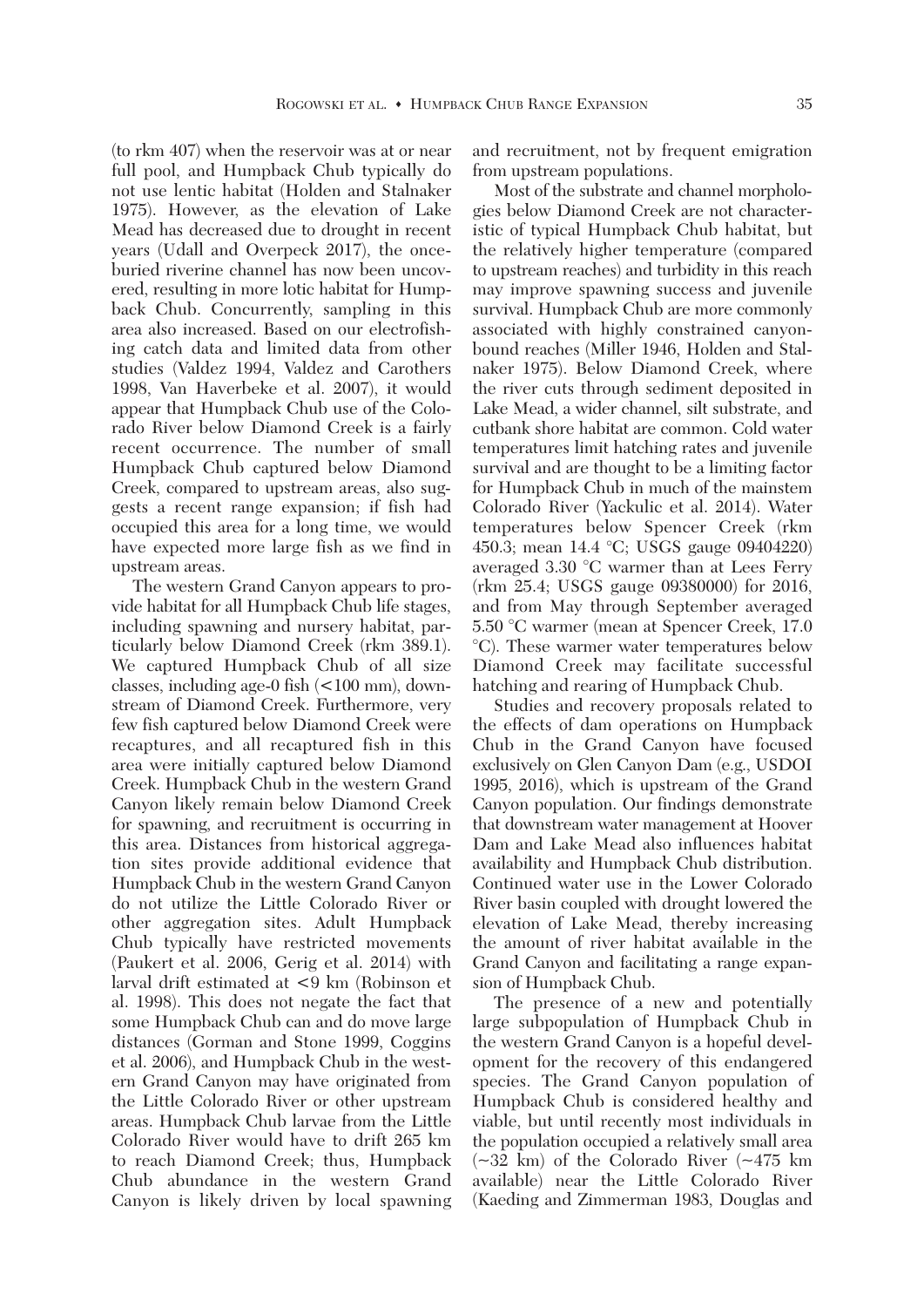(to rkm 407) when the reservoir was at or near full pool, and Humpback Chub typically do not use lentic habitat (Holden and Stalnaker 1975). However, as the elevation of Lake Mead has decreased due to drought in recent years (Udall and Overpeck 2017), the once-buried riverine channel has now been uncovered, resulting in more lotic habitat for Humpback Chub. Concurrently, sampling in this area also increased. Based on our electrofishing catch data and limited data from other studies (Valdez 1994, Valdez and Carothers 1998, Van Haverbeke et al. 2007), it would appear that Humpback Chub use of the Colorado River below Diamond Creek is a fairly recent occurrence. The number of small Humpback Chub captured below Diamond Creek, compared to upstream areas, also suggests a recent range expansion; if fish had occupied this area for a long time, we would have expected more large fish as we find in upstream areas.

The western Grand Canyon appears to provide habitat for all Humpback Chub life stages, including spawning and nursery habitat, particularly below Diamond Creek (rkm 389.1). We captured Humpback Chub of all size classes, including age-0 fish (<100 mm), downstream of Diamond Creek. Furthermore, very few fish captured below Diamond Creek were recaptures, and all recaptured fish in this area were initially captured below Diamond Creek. Humpback Chub in the western Grand Canyon likely remain below Diamond Creek for spawning, and recruitment is occurring in this area. Distances from historical aggregation sites provide additional evidence that Humpback Chub in the western Grand Canyon do not utilize the Little Colorado River or other aggregation sites. Adult Humpback Chub typically have restricted movements (Paukert et al. 2006, Gerig et al. 2014) with larval drift estimated at <9 km (Robinson et al. 1998). This does not negate the fact that some Humpback Chub can and do move large distances (Gorman and Stone 1999, Coggins et al. 2006), and Humpback Chub in the western Grand Canyon may have originated from the Little Colorado River or other upstream areas. Humpback Chub larvae from the Little Colorado River would have to drift 265 km to reach Diamond Creek; thus, Humpback Chub abundance in the western Grand Canyon is likely driven by local spawning and recruitment, not by frequent emigration from upstream populations.

Most of the substrate and channel morphologies below Diamond Creek are not characteristic of typical Humpback Chub habitat, but the relatively higher temperature (compared to upstream reaches) and turbidity in this reach may improve spawning success and juvenile survival. Humpback Chub are more commonly associated with highly constrained canyon-bound reaches (Miller 1946, Holden and Stalnaker 1975). Below Diamond Creek, where the river cuts through sediment deposited in Lake Mead, a wider channel, silt substrate, and cutbank shore habitat are common. Cold water temperatures limit hatching rates and juvenile survival and are thought to be a limiting factor for Humpback Chub in much of the mainstem Colorado River (Yackulic et al. 2014). Water temperatures below Spencer Creek (rkm 450.3; mean 14.4 °C; USGS gauge 09404220) averaged 3.30 °C warmer than at Lees Ferry (rkm 25.4; USGS gauge 09380000) for 2016, and from May through September averaged 5.50 °C warmer (mean at Spencer Creek, 17.0 °C). These warmer water temperatures below Diamond Creek may facilitate successful hatching and rearing of Humpback Chub.

Studies and recovery proposals related to the effects of dam operations on Humpback Chub in the Grand Canyon have focused exclusively on Glen Canyon Dam (e.g., USDOI 1995, 2016), which is upstream of the Grand Canyon population. Our findings demonstrate that downstream water management at Hoover Dam and Lake Mead also influences habitat availability and Humpback Chub distribution. Continued water use in the Lower Colorado River basin coupled with drought lowered the elevation of Lake Mead, thereby increasing the amount of river habitat available in the Grand Canyon and facilitating a range expansion of Humpback Chub.

The presence of a new and potentially large subpopulation of Humpback Chub in the western Grand Canyon is a hopeful development for the recovery of this endangered species. The Grand Canyon population of Humpback Chub is considered healthy and viable, but until recently most individuals in the population occupied a relatively small area (~32 km) of the Colorado River (~475 km available) near the Little Colorado River (Kaeding and Zimmerman 1983, Douglas and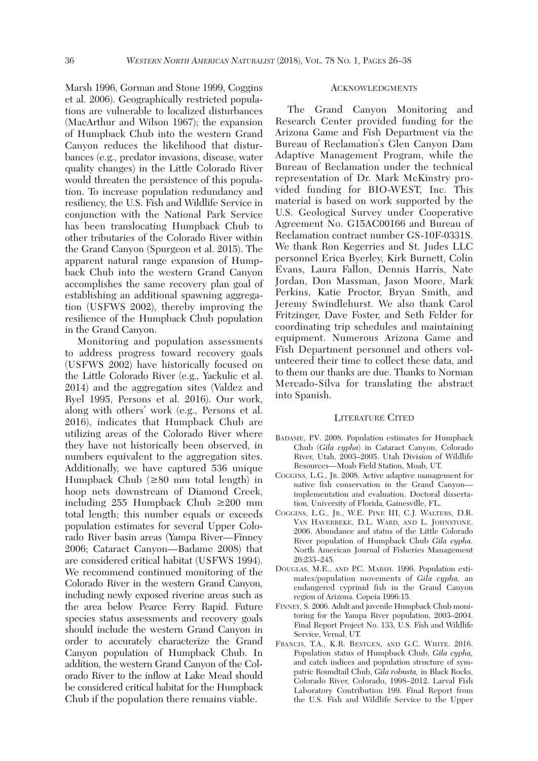Marsh 1996, Gorman and Stone 1999, Coggins et al. 2006). Geographically restricted populations are vulnerable to localized disturbances (MacArthur and Wilson 1967); the expansion of Humpback Chub into the western Grand Canyon reduces the likelihood that disturbances (e.g., predator invasions, disease, water quality changes) in the Little Colorado River would threaten the persistence of this population. To increase population redundancy and resiliency, the U.S. Fish and Wildlife Service in conjunction with the National Park Service has been translocating Humpback Chub to other tributaries of the Colorado River within the Grand Canyon (Spurgeon et al. 2015). The apparent natural range expansion of Humpback Chub into the western Grand Canyon accomplishes the same recovery plan goal of establishing an additional spawning aggregation (USFWS 2002), thereby improving the resilience of the Humpback Chub population in the Grand Canyon.

Monitoring and population assessments to address progress toward recovery goals (USFWS 2002) have historically focused on the Little Colorado River (e.g., Yackulic et al. 2014) and the aggregation sites (Valdez and Ryel 1995, Persons et al. 2016). Our work, along with others' work (e.g., Persons et al. 2016), indicates that Humpback Chub are utilizing areas of the Colorado River where they have not historically been observed, in numbers equivalent to the aggregation sites. Additionally, we have captured 536 unique Humpback Chub (≥80 mm total length) in hoop nets downstream of Diamond Creek, including 255 Humpback Chub ≥200 mm total length; this number equals or exceeds population estimates for several Upper Colorado River basin areas (Yampa River—Finney 2006; Cataract Canyon—Badame 2008) that are considered critical habitat (USFWS 1994). We recommend continued monitoring of the Colorado River in the western Grand Canyon, including newly exposed riverine areas such as the area below Pearce Ferry Rapid. Future species status assessments and recovery goals should include the western Grand Canyon in order to accurately characterize the Grand Canyon population of Humpback Chub. In addition, the western Grand Canyon of the Colorado River to the inflow at Lake Mead should be considered critical habitat for the Humpback Chub if the population there remains viable.

## Acknowledgments

The Grand Canyon Monitoring and Research Center provided funding for the Arizona Game and Fish Department via the Bureau of Reclamation's Glen Canyon Dam Adaptive Management Program, while the Bureau of Reclamation under the technical representation of Dr. Mark McKinstry provided funding for BIO-WEST, Inc. This material is based on work supported by the U.S. Geological Survey under Cooperative Agreement No. G15AC00166 and Bureau of Reclamation contract number GS-10F-0331S. We thank Ron Kegerries and St. Judes LLC personnel Erica Byerley, Kirk Burnett, Colin Evans, Laura Fallon, Dennis Harris, Nate Jordan, Don Massman, Jason Moore, Mark Perkins, Katie Proctor, Bryan Smith, and Jeremy Swindlehurst. We also thank Carol Fritzinger, Dave Foster, and Seth Felder for coordinating trip schedules and maintaining equipment. Numerous Arizona Game and Fish Department personnel and others volunteered their time to collect these data, and to them our thanks are due. Thanks to Norman Mercado-Silva for translating the abstract into Spanish.

## Literature Cited

Badame, P.V. 2008. Population estimates for Humpback Chub (*Gila cypha*) in Cataract Canyon, Colorado River, Utah, 2003–2005. Utah Division of Wildlife Resources—Moab Field Station, Moab, UT.

Coggins, L.G., Jr. 2008. Active adaptive management for native fish conservation in the Grand Canyon—implementation and evaluation. Doctoral dissertation, University of Florida, Gainesville, FL.

Coggins, L.G., Jr., W.E. Pine III, C.J. Walters, D.R. Van Haverbeke, D.L. Ward, and L. Johnstone. 2006. Abundance and status of the Little Colorado River population of Humpback Chub *Gila cypha.* North American Journal of Fisheries Management 26:233–245.

Douglas, M.E., and P.C. Marsh. 1996. Population estimates/population movements of *Gila cypha,* an endangered cyprinid fish in the Grand Canyon region of Arizona. Copeia 1996:15.

Finney, S. 2006. Adult and juvenile Humpback Chub monitoring for the Yampa River population, 2003–2004. Final Report Project No. 133, U.S. Fish and Wildlife Service, Vernal, UT.

Francis, T.A., K.R. Bestgen, and G.C. White. 2016. Population status of Humpback Chub, *Gila cypha,* and catch indices and population structure of sympatric Roundtail Chub, *Gila robusta,* in Black Rocks, Colorado River, Colorado, 1998–2012. Larval Fish Laboratory Contribution 199. Final Report from the U.S. Fish and Wildlife Service to the Upper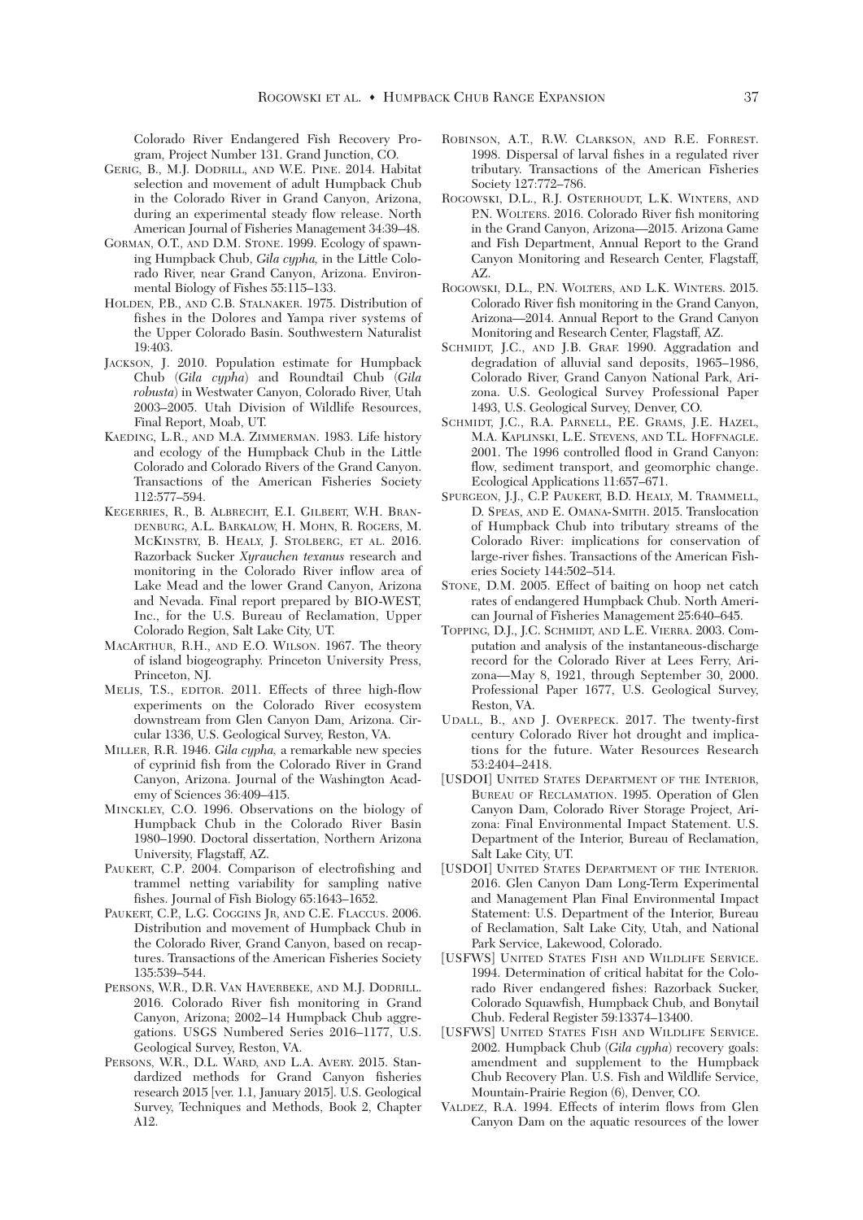Colorado River Endangered Fish Recovery Program, Project Number 131. Grand Junction, CO.

GERIG, B., M.J. DODRILL, AND W.E. PINE. 2014. Habitat selection and movement of adult Humpback Chub in the Colorado River in Grand Canyon, Arizona, during an experimental steady flow release. North American Journal of Fisheries Management 34:39–48.

GORMAN, O.T., AND D.M. STONE. 1999. Ecology of spawning Humpback Chub, *Gila cypha*, in the Little Colorado River, near Grand Canyon, Arizona. Environmental Biology of Fishes 55:115–133.

HOLDEN, P.B., AND C.B. STALNAKER. 1975. Distribution of fishes in the Dolores and Yampa river systems of the Upper Colorado Basin. Southwestern Naturalist 19:403.

JACKSON, J. 2010. Population estimate for Humpback Chub (*Gila cypha*) and Roundtail Chub (*Gila robusta*) in Westwater Canyon, Colorado River, Utah 2003–2005. Utah Division of Wildlife Resources, Final Report, Moab, UT.

KAEDING, L.R., AND M.A. ZIMMERMAN. 1983. Life history and ecology of the Humpback Chub in the Little Colorado and Colorado Rivers of the Grand Canyon. Transactions of the American Fisheries Society 112:577–594.

KEGERRIES, R., B. ALBRECHT, E.I. GILBERT, W.H. BRANDENBURG, A.L. BARKALOW, H. MOHN, R. ROGERS, M. MCKINSTRY, B. HEALY, J. STOLBERG, ET AL. 2016. Razorback Sucker *Xyrauchen texanus* research and monitoring in the Colorado River inflow area of Lake Mead and the lower Grand Canyon, Arizona and Nevada. Final report prepared by BIO-WEST, Inc., for the U.S. Bureau of Reclamation, Upper Colorado Region, Salt Lake City, UT.

MACARTHUR, R.H., AND E.O. WILSON. 1967. The theory of island biogeography. Princeton University Press, Princeton, NJ.

MELIS, T.S., EDITOR. 2011. Effects of three high-flow experiments on the Colorado River ecosystem downstream from Glen Canyon Dam, Arizona. Circular 1336, U.S. Geological Survey, Reston, VA.

MILLER, R.R. 1946. *Gila cypha*, a remarkable new species of cyprinid fish from the Colorado River in Grand Canyon, Arizona. Journal of the Washington Academy of Sciences 36:409–415.

MINCKLEY, C.O. 1996. Observations on the biology of Humpback Chub in the Colorado River Basin 1980–1990. Doctoral dissertation, Northern Arizona University, Flagstaff, AZ.

PAUKERT, C.P. 2004. Comparison of electrofishing and trammel netting variability for sampling native fishes. Journal of Fish Biology 65:1643–1652.

PAUKERT, C.P., L.G. COGGINS JR, AND C.E. FLACCUS. 2006. Distribution and movement of Humpback Chub in the Colorado River, Grand Canyon, based on recaptures. Transactions of the American Fisheries Society 135:539–544.

PERSONS, W.R., D.R. VAN HAVERBEKE, AND M.J. DODRILL. 2016. Colorado River fish monitoring in Grand Canyon, Arizona; 2002–14 Humpback Chub aggregations. USGS Numbered Series 2016–1177, U.S. Geological Survey, Reston, VA.

PERSONS, W.R., D.L. WARD, AND L.A. AVERY. 2015. Standardized methods for Grand Canyon fisheries research 2015 [ver. 1.1, January 2015]. U.S. Geological Survey, Techniques and Methods, Book 2, Chapter A12.

ROBINSON, A.T., R.W. CLARKSON, AND R.E. FORREST. 1998. Dispersal of larval fishes in a regulated river tributary. Transactions of the American Fisheries Society 127:772–786.

ROGOWSKI, D.L., R.J. OSTERHOUDT, L.K. WINTERS, AND P.N. WOLTERS. 2016. Colorado River fish monitoring in the Grand Canyon, Arizona—2015. Arizona Game and Fish Department, Annual Report to the Grand Canyon Monitoring and Research Center, Flagstaff, AZ.

ROGOWSKI, D.L., P.N. WOLTERS, AND L.K. WINTERS. 2015. Colorado River fish monitoring in the Grand Canyon, Arizona—2014. Annual Report to the Grand Canyon Monitoring and Research Center, Flagstaff, AZ.

SCHMIDT, J.C., AND J.B. GRAF. 1990. Aggradation and degradation of alluvial sand deposits, 1965–1986, Colorado River, Grand Canyon National Park, Arizona. U.S. Geological Survey Professional Paper 1493, U.S. Geological Survey, Denver, CO.

SCHMIDT, J.C., R.A. PARNELL, P.E. GRAMS, J.E. HAZEL, M.A. KAPLINSKI, L.E. STEVENS, AND T.L. HOFFNAGLE. 2001. The 1996 controlled flood in Grand Canyon: flow, sediment transport, and geomorphic change. Ecological Applications 11:657–671.

SPURGEON, J.J., C.P. PAUKERT, B.D. HEALY, M. TRAMMELL, D. SPEAS, AND E. OMANA-SMITH. 2015. Translocation of Humpback Chub into tributary streams of the Colorado River: implications for conservation of large-river fishes. Transactions of the American Fisheries Society 144:502–514.

STONE, D.M. 2005. Effect of baiting on hoop net catch rates of endangered Humpback Chub. North American Journal of Fisheries Management 25:640–645.

TOPPING, D.J., J.C. SCHMIDT, AND L.E. VIERRA. 2003. Computation and analysis of the instantaneous-discharge record for the Colorado River at Lees Ferry, Arizona—May 8, 1921, through September 30, 2000. Professional Paper 1677, U.S. Geological Survey, Reston, VA.

UDALL, B., AND J. OVERPECK. 2017. The twenty-first century Colorado River hot drought and implications for the future. Water Resources Research 53:2404–2418.

[USDOI] UNITED STATES DEPARTMENT OF THE INTERIOR, BUREAU OF RECLAMATION. 1995. Operation of Glen Canyon Dam, Colorado River Storage Project, Arizona: Final Environmental Impact Statement. U.S. Department of the Interior, Bureau of Reclamation, Salt Lake City, UT.

[USDOI] UNITED STATES DEPARTMENT OF THE INTERIOR. 2016. Glen Canyon Dam Long-Term Experimental and Management Plan Final Environmental Impact Statement: U.S. Department of the Interior, Bureau of Reclamation, Salt Lake City, Utah, and National Park Service, Lakewood, Colorado.

[USFWS] UNITED STATES FISH AND WILDLIFE SERVICE. 1994. Determination of critical habitat for the Colorado River endangered fishes: Razorback Sucker, Colorado Squawfish, Humpback Chub, and Bonytail Chub. Federal Register 59:13374–13400.

[USFWS] UNITED STATES FISH AND WILDLIFE SERVICE. 2002. Humpback Chub (*Gila cypha*) recovery goals: amendment and supplement to the Humpback Chub Recovery Plan. U.S. Fish and Wildlife Service, Mountain-Prairie Region (6), Denver, CO.

VALDEZ, R.A. 1994. Effects of interim flows from Glen Canyon Dam on the aquatic resources of the lower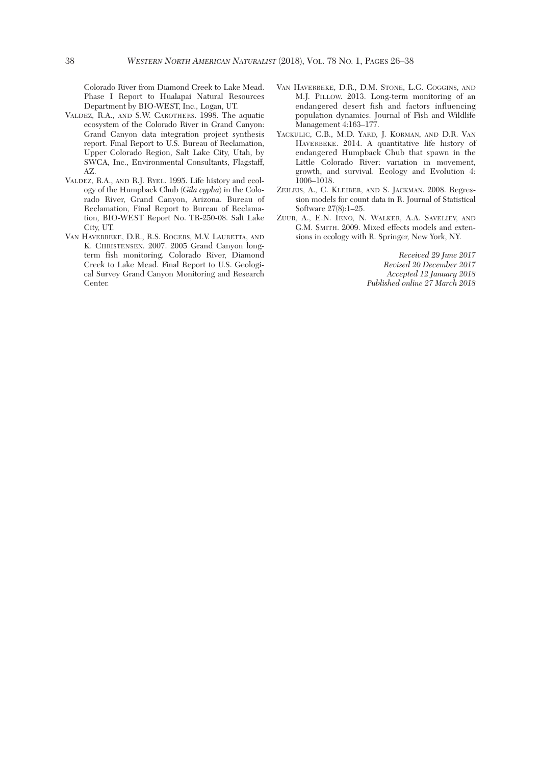Colorado River from Diamond Creek to Lake Mead. Phase I Report to Hualapai Natural Resources Department by BIO-WEST, Inc., Logan, UT.

VALDEZ, R.A., AND S.W. CAROTHERS. 1998. The aquatic ecosystem of the Colorado River in Grand Canyon: Grand Canyon data integration project synthesis report. Final Report to U.S. Bureau of Reclamation, Upper Colorado Region, Salt Lake City, Utah, by SWCA, Inc., Environmental Consultants, Flagstaff, AZ.

VALDEZ, R.A., AND R.J. RYEL. 1995. Life history and ecology of the Humpback Chub (*Gila cypha*) in the Colorado River, Grand Canyon, Arizona. Bureau of Reclamation, Final Report to Bureau of Reclamation, BIO-WEST Report No. TR-250-08. Salt Lake City, UT.

VAN HAVERBEKE, D.R., R.S. ROGERS, M.V. LAURETTA, AND K. CHRISTENSEN. 2007. 2005 Grand Canyon long-term fish monitoring. Colorado River, Diamond Creek to Lake Mead. Final Report to U.S. Geological Survey Grand Canyon Monitoring and Research Center.

VAN HAVERBEKE, D.R., D.M. STONE, L.G. COGGINS, AND M.J. PILLOW. 2013. Long-term monitoring of an endangered desert fish and factors influencing population dynamics. Journal of Fish and Wildlife Management 4:163–177.

YACKULIC, C.B., M.D. YARD, J. KORMAN, AND D.R. VAN HAVERBEKE. 2014. A quantitative life history of endangered Humpback Chub that spawn in the Little Colorado River: variation in movement, growth, and survival. Ecology and Evolution 4: 1006–1018.

ZEILEIS, A., C. KLEIBER, AND S. JACKMAN. 2008. Regression models for count data in R. Journal of Statistical Software 27(8):1–25.

ZUUR, A., E.N. IENO, N. WALKER, A.A. SAVELIEV, AND G.M. SMITH. 2009. Mixed effects models and extensions in ecology with R. Springer, New York, NY.

*Received 29 June 2017*
*Revised 20 December 2017*
*Accepted 12 January 2018*
*Published online 27 March 2018*